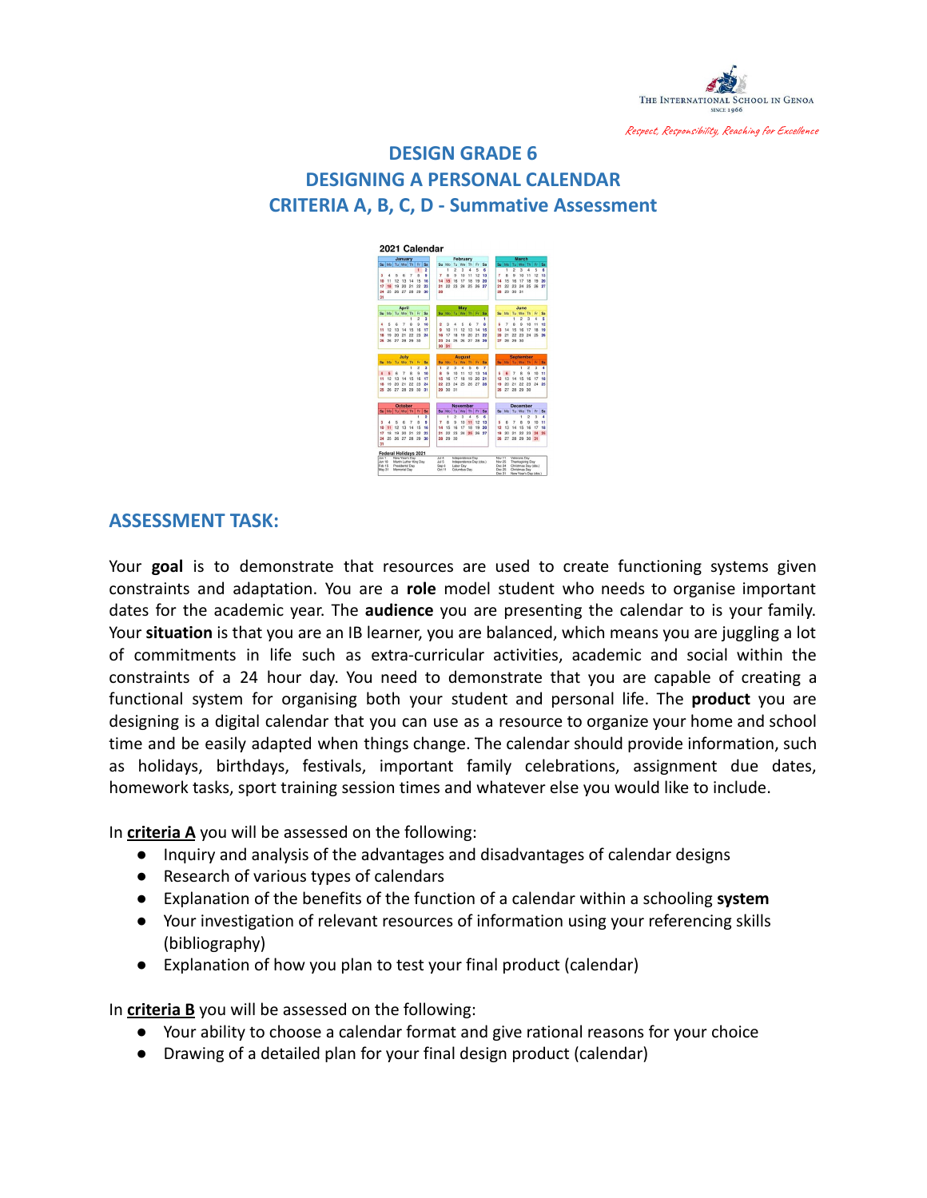# DESIGN GRADE 6
# DESIGNING A PERSONAL CALENDAR
# CRITERIA A, B, C, D - Summative Assessment

## ASSESSMENT TASK:

Your **goal** is to demonstrate that resources are used to create functioning systems given constraints and adaptation. You are a **role** model student who needs to organise important dates for the academic year. The **audience** you are presenting the calendar to is your family. Your **situation** is that you are an IB learner, you are balanced, which means you are juggling a lot of commitments in life such as extra-curricular activities, academic and social within the constraints of a 24 hour day. You need to demonstrate that you are capable of creating a functional system for organising both your student and personal life. The **product** you are designing is a digital calendar that you can use as a resource to organize your home and school time and be easily adapted when things change. The calendar should provide information, such as holidays, birthdays, festivals, important family celebrations, assignment due dates, homework tasks, sport training session times and whatever else you would like to include.

In **criteria A** you will be assessed on the following:

- Inquiry and analysis of the advantages and disadvantages of calendar designs
- Research of various types of calendars
- Explanation of the benefits of the function of a calendar within a schooling **system**
- Your investigation of relevant resources of information using your referencing skills (bibliography)
- Explanation of how you plan to test your final product (calendar)

In **criteria B** you will be assessed on the following:

- Your ability to choose a calendar format and give rational reasons for your choice
- Drawing of a detailed plan for your final design product (calendar)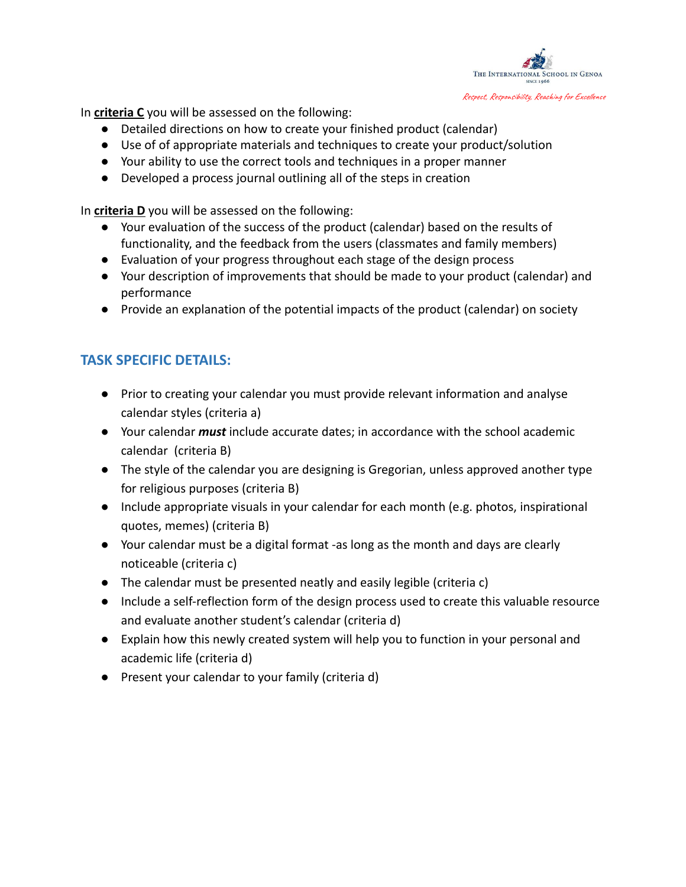In **criteria C** you will be assessed on the following:

- Detailed directions on how to create your finished product (calendar)
- Use of of appropriate materials and techniques to create your product/solution
- Your ability to use the correct tools and techniques in a proper manner
- Developed a process journal outlining all of the steps in creation

In **criteria D** you will be assessed on the following:

- Your evaluation of the success of the product (calendar) based on the results of functionality, and the feedback from the users (classmates and family members)
- Evaluation of your progress throughout each stage of the design process
- Your description of improvements that should be made to your product (calendar) and performance
- Provide an explanation of the potential impacts of the product (calendar) on society

## TASK SPECIFIC DETAILS:

- Prior to creating your calendar you must provide relevant information and analyse calendar styles (criteria a)
- Your calendar ***must*** include accurate dates; in accordance with the school academic calendar (criteria B)
- The style of the calendar you are designing is Gregorian, unless approved another type for religious purposes (criteria B)
- Include appropriate visuals in your calendar for each month (e.g. photos, inspirational quotes, memes) (criteria B)
- Your calendar must be a digital format -as long as the month and days are clearly noticeable (criteria c)
- The calendar must be presented neatly and easily legible (criteria c)
- Include a self-reflection form of the design process used to create this valuable resource and evaluate another student's calendar (criteria d)
- Explain how this newly created system will help you to function in your personal and academic life (criteria d)
- Present your calendar to your family (criteria d)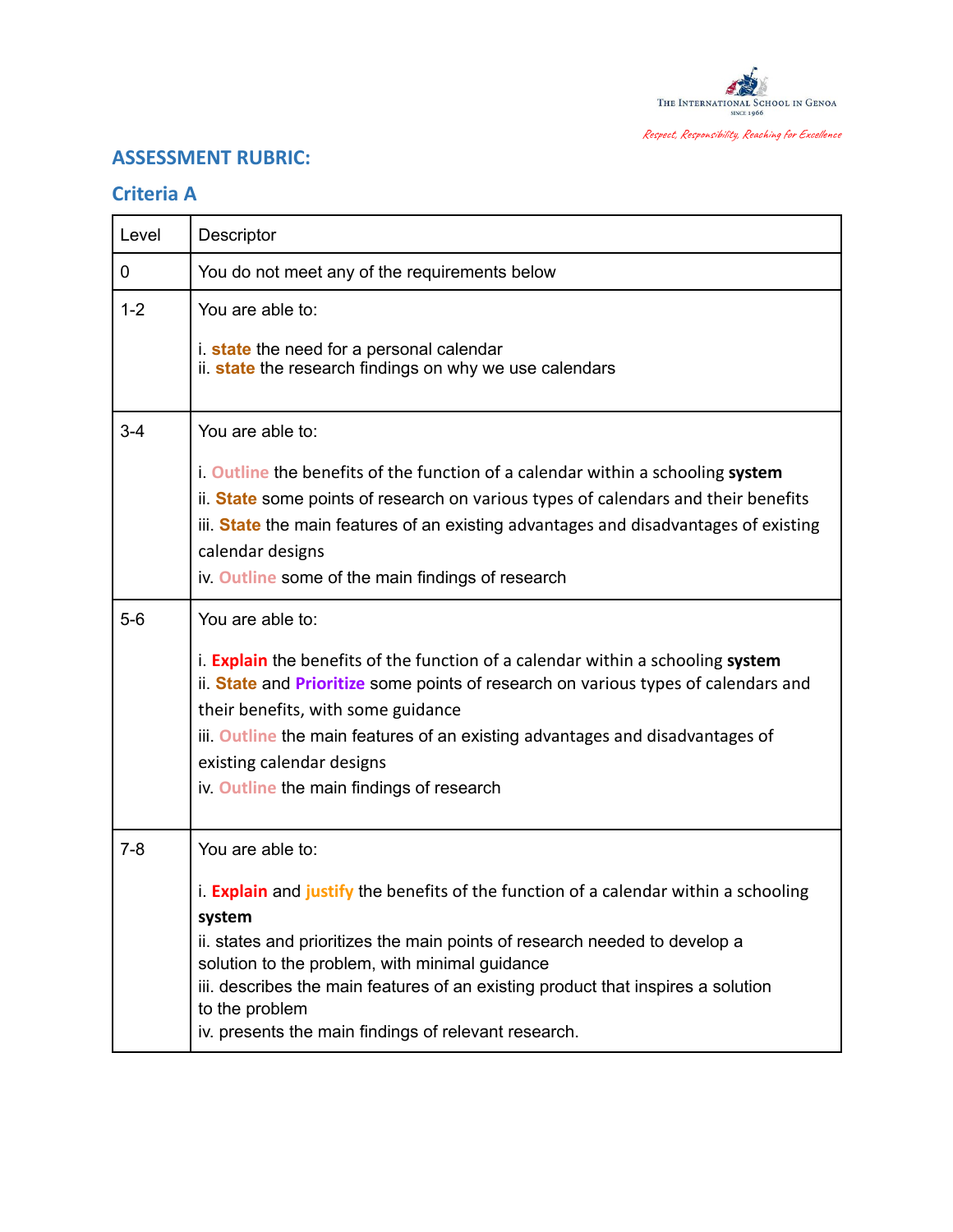## ASSESSMENT RUBRIC:

## Criteria A

| Level | Descriptor |
|---|---|
| 0 | You do not meet any of the requirements below |
| 1-2 | You are able to:<br><br>i. **state** the need for a personal calendar<br>ii. **state** the research findings on why we use calendars |
| 3-4 | You are able to:<br><br>i. **Outline** the benefits of the function of a calendar within a schooling **system**<br>ii. **State** some points of research on various types of calendars and their benefits<br>iii. **State** the main features of an existing advantages and disadvantages of existing calendar designs<br>iv. **Outline** some of the main findings of research |
| 5-6 | You are able to:<br><br>i. **Explain** the benefits of the function of a calendar within a schooling **system**<br>ii. **State** and **Prioritize** some points of research on various types of calendars and their benefits, with some guidance<br>iii. **Outline** the main features of an existing advantages and disadvantages of existing calendar designs<br>iv. **Outline** the main findings of research |
| 7-8 | You are able to:<br><br>i. **Explain** and **justify** the benefits of the function of a calendar within a schooling **system**<br>ii. states and prioritizes the main points of research needed to develop a solution to the problem, with minimal guidance<br>iii. describes the main features of an existing product that inspires a solution to the problem<br>iv. presents the main findings of relevant research. |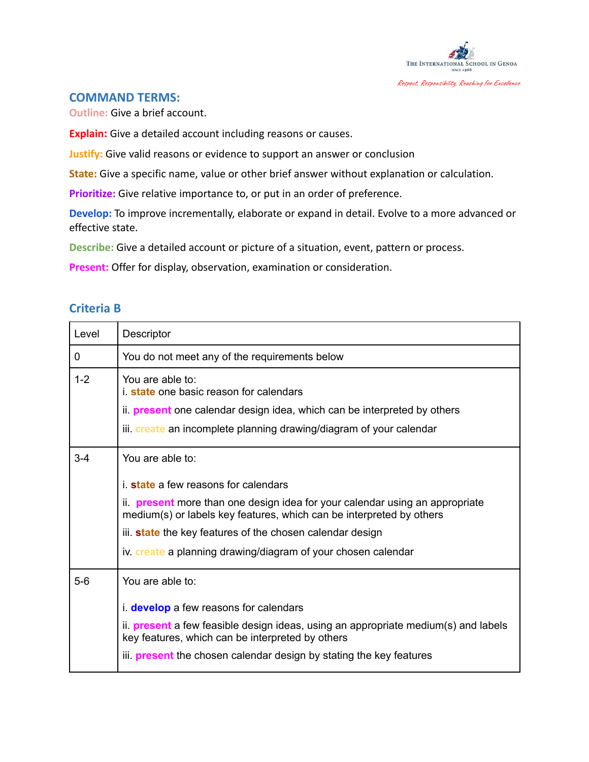## COMMAND TERMS:

**Outline:** Give a brief account.

**Explain:** Give a detailed account including reasons or causes.

**Justify:** Give valid reasons or evidence to support an answer or conclusion

**State:** Give a specific name, value or other brief answer without explanation or calculation.

**Prioritize:** Give relative importance to, or put in an order of preference.

**Develop:** To improve incrementally, elaborate or expand in detail. Evolve to a more advanced or effective state.

**Describe:** Give a detailed account or picture of a situation, event, pattern or process.

**Present:** Offer for display, observation, examination or consideration.

## Criteria B

| Level | Descriptor |
|---|---|
| 0 | You do not meet any of the requirements below |
| 1-2 | You are able to:<br>i. **state** one basic reason for calendars<br>ii. **present** one calendar design idea, which can be interpreted by others<br>iii. **create** an incomplete planning drawing/diagram of your calendar |
| 3-4 | You are able to:<br>i. **state** a few reasons for calendars<br>ii. **present** more than one design idea for your calendar using an appropriate medium(s) or labels key features, which can be interpreted by others<br>iii. **state** the key features of the chosen calendar design<br>iv. **create** a planning drawing/diagram of your chosen calendar |
| 5-6 | You are able to:<br>i. **develop** a few reasons for calendars<br>ii. **present** a few feasible design ideas, using an appropriate medium(s) and labels key features, which can be interpreted by others<br>iii. **present** the chosen calendar design by stating the key features |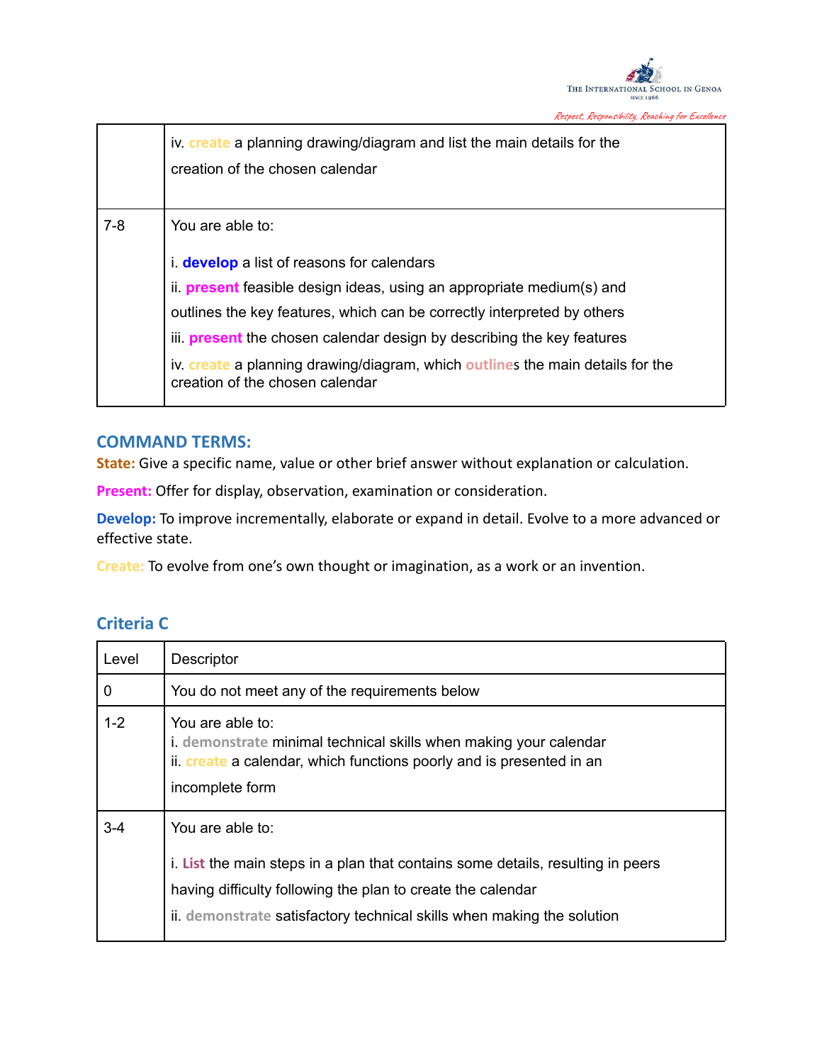| | |
|---|---|
| | iv. create a planning drawing/diagram and list the main details for the creation of the chosen calendar |
| 7-8 | You are able to:<br><br>i. **develop** a list of reasons for calendars<br>ii. **present** feasible design ideas, using an appropriate medium(s) and outlines the key features, which can be correctly interpreted by others<br>iii. **present** the chosen calendar design by describing the key features<br>iv. create a planning drawing/diagram, which outlines the main details for the creation of the chosen calendar |

## COMMAND TERMS:

**State:** Give a specific name, value or other brief answer without explanation or calculation.

**Present:** Offer for display, observation, examination or consideration.

**Develop:** To improve incrementally, elaborate or expand in detail. Evolve to a more advanced or effective state.

**Create:** To evolve from one's own thought or imagination, as a work or an invention.

## Criteria C

| Level | Descriptor |
|---|---|
| 0 | You do not meet any of the requirements below |
| 1-2 | You are able to:<br>i. demonstrate minimal technical skills when making your calendar<br>ii. create a calendar, which functions poorly and is presented in an incomplete form |
| 3-4 | You are able to:<br><br>i. List the main steps in a plan that contains some details, resulting in peers having difficulty following the plan to create the calendar<br>ii. demonstrate satisfactory technical skills when making the solution |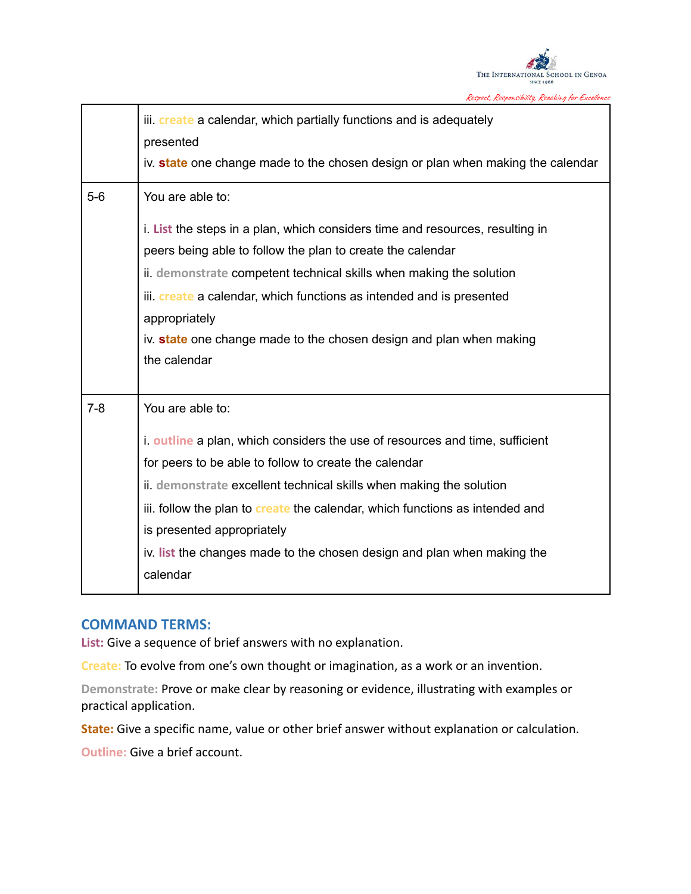| | |
|---|---|
| | iii. create a calendar, which partially functions and is adequately presented<br>iv. state one change made to the chosen design or plan when making the calendar |
| 5-6 | You are able to:<br><br>i. List the steps in a plan, which considers time and resources, resulting in peers being able to follow the plan to create the calendar<br>ii. demonstrate competent technical skills when making the solution<br>iii. create a calendar, which functions as intended and is presented appropriately<br>iv. state one change made to the chosen design and plan when making the calendar |
| 7-8 | You are able to:<br><br>i. outline a plan, which considers the use of resources and time, sufficient for peers to be able to follow to create the calendar<br>ii. demonstrate excellent technical skills when making the solution<br>iii. follow the plan to create the calendar, which functions as intended and is presented appropriately<br>iv. list the changes made to the chosen design and plan when making the calendar |

## COMMAND TERMS:

**List:** Give a sequence of brief answers with no explanation.

**Create:** To evolve from one's own thought or imagination, as a work or an invention.

**Demonstrate:** Prove or make clear by reasoning or evidence, illustrating with examples or practical application.

**State:** Give a specific name, value or other brief answer without explanation or calculation.

**Outline:** Give a brief account.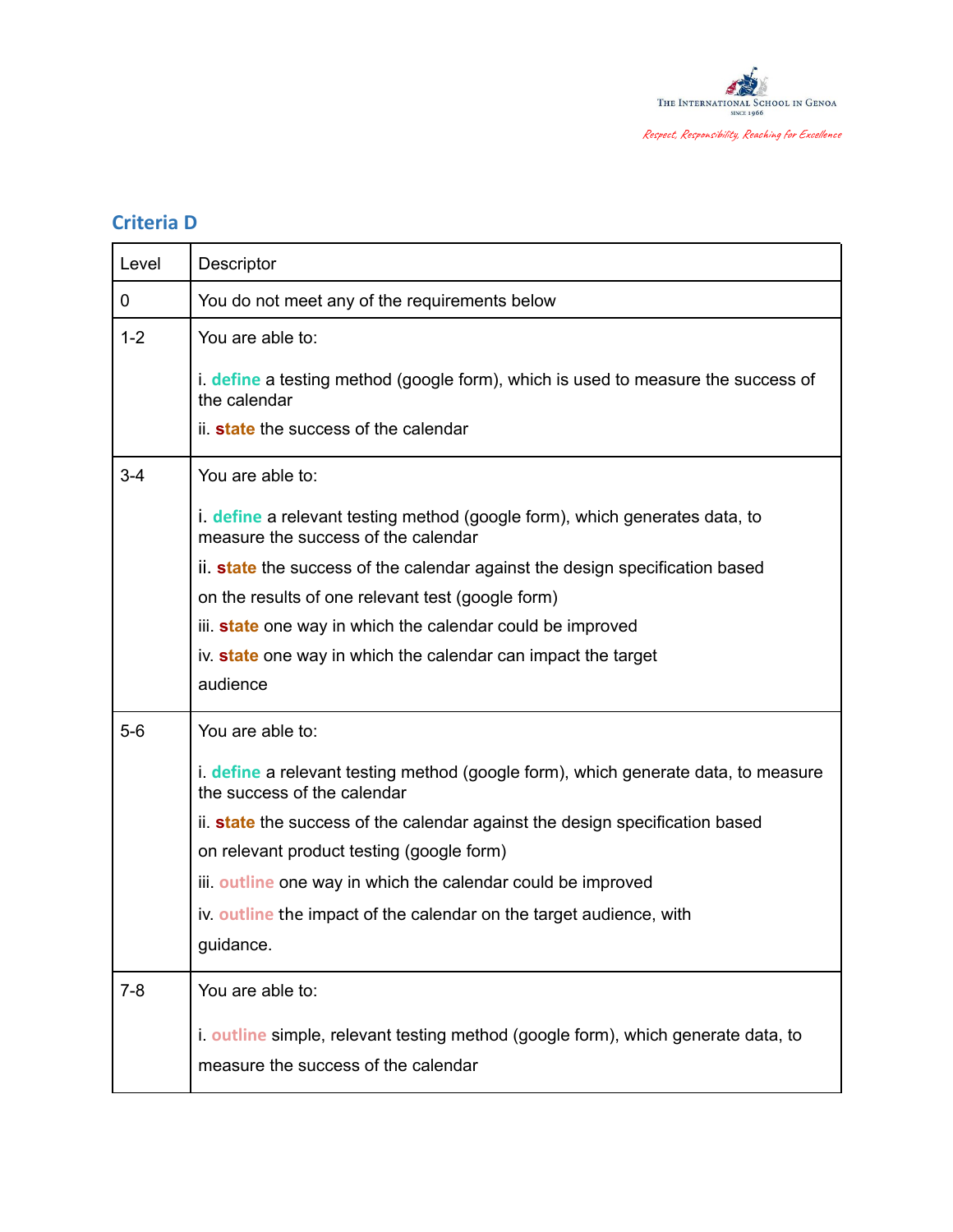## Criteria D

| Level | Descriptor |
| --- | --- |
| 0 | You do not meet any of the requirements below |
| 1-2 | You are able to:<br><br>i. **define** a testing method (google form), which is used to measure the success of the calendar<br>ii. **state** the success of the calendar |
| 3-4 | You are able to:<br><br>i. **define** a relevant testing method (google form), which generates data, to measure the success of the calendar<br>ii. **state** the success of the calendar against the design specification based on the results of one relevant test (google form)<br>iii. **state** one way in which the calendar could be improved<br>iv. **state** one way in which the calendar can impact the target audience |
| 5-6 | You are able to:<br><br>i. **define** a relevant testing method (google form), which generate data, to measure the success of the calendar<br>ii. **state** the success of the calendar against the design specification based on relevant product testing (google form)<br>iii. **outline** one way in which the calendar could be improved<br>iv. **outline** the impact of the calendar on the target audience, with guidance. |
| 7-8 | You are able to:<br><br>i. **outline** simple, relevant testing method (google form), which generate data, to measure the success of the calendar |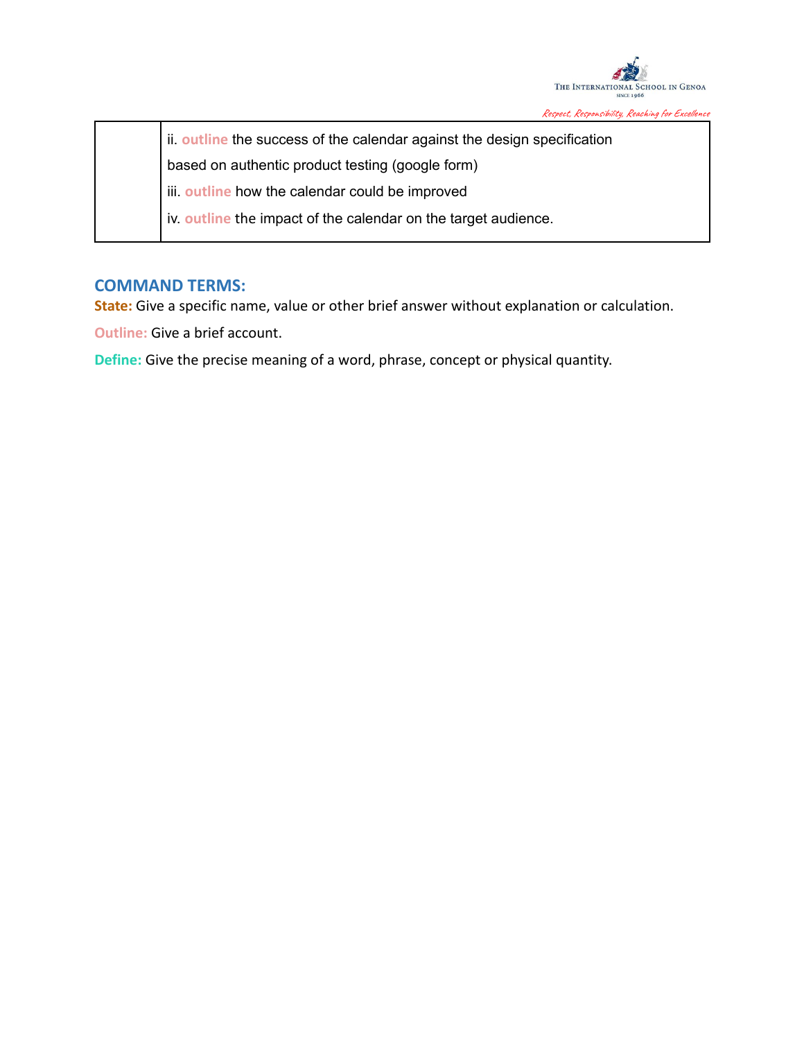| | |
|---|---|
| | ii. **outline** the success of the calendar against the design specification based on authentic product testing (google form)<br>iii. **outline** how the calendar could be improved<br>iv. **outline** the impact of the calendar on the target audience. |

## COMMAND TERMS:

**State:** Give a specific name, value or other brief answer without explanation or calculation.

**Outline:** Give a brief account.

**Define:** Give the precise meaning of a word, phrase, concept or physical quantity.